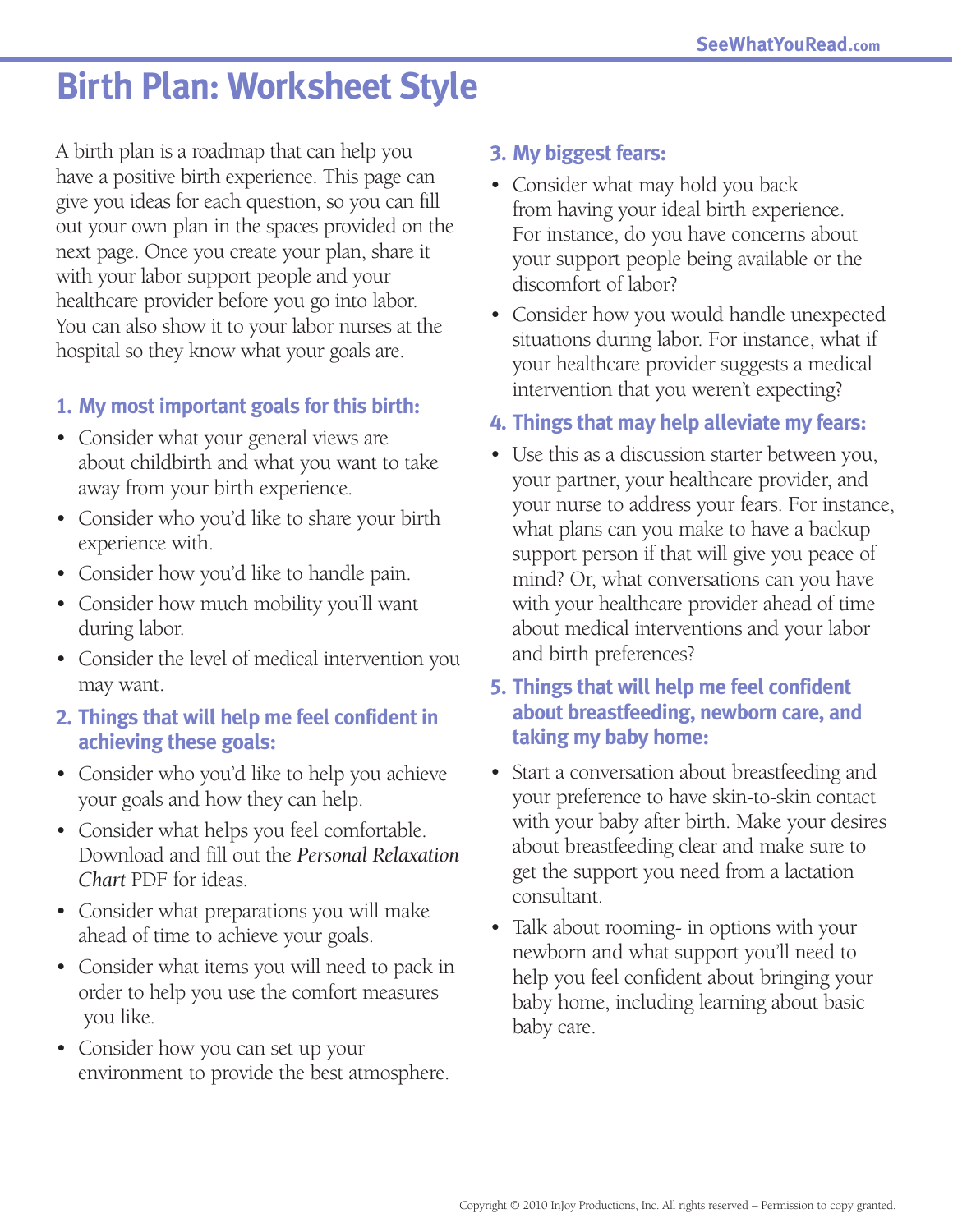# Birth Plan: Worksheet Style

A birth plan is a roadmap that can help you have a positive birth experience. This page can give you ideas for each question, so you can fill out your own plan in the spaces provided on the next page. Once you create your plan, share it with your labor support people and your healthcare provider before you go into labor. You can also show it to your labor nurses at the hospital so they know what your goals are.

## 1. My most important goals for this birth:

- Consider what your general views are about childbirth and what you want to take away from your birth experience.
- Consider who you'd like to share your birth experience with.
- Consider how you'd like to handle pain.
- Consider how much mobility you'll want during labor.
- Consider the level of medical intervention you may want.

## 2. Things that will help me feel confident in achieving these goals:

- Consider who you'd like to help you achieve your goals and how they can help.
- Consider what helps you feel comfortable. Download and fill out the *Personal Relaxation Chart* PDF for ideas.
- Consider what preparations you will make ahead of time to achieve your goals.
- Consider what items you will need to pack in order to help you use the comfort measures you like.
- Consider how you can set up your environment to provide the best atmosphere.

## 3. My biggest fears:

- Consider what may hold you back from having your ideal birth experience. For instance, do you have concerns about your support people being available or the discomfort of labor?
- Consider how you would handle unexpected situations during labor. For instance, what if your healthcare provider suggests a medical intervention that you weren't expecting?

## 4. Things that may help alleviate my fears:

- Use this as a discussion starter between you, your partner, your healthcare provider, and your nurse to address your fears. For instance, what plans can you make to have a backup support person if that will give you peace of mind? Or, what conversations can you have with your healthcare provider ahead of time about medical interventions and your labor and birth preferences?

## 5. Things that will help me feel confident about breastfeeding, newborn care, and taking my baby home:

- Start a conversation about breastfeeding and your preference to have skin-to-skin contact with your baby after birth. Make your desires about breastfeeding clear and make sure to get the support you need from a lactation consultant.
- Talk about rooming- in options with your newborn and what support you'll need to help you feel confident about bringing your baby home, including learning about basic baby care.

Copyright © 2010 InJoy Productions, Inc. All rights reserved – Permission to copy granted.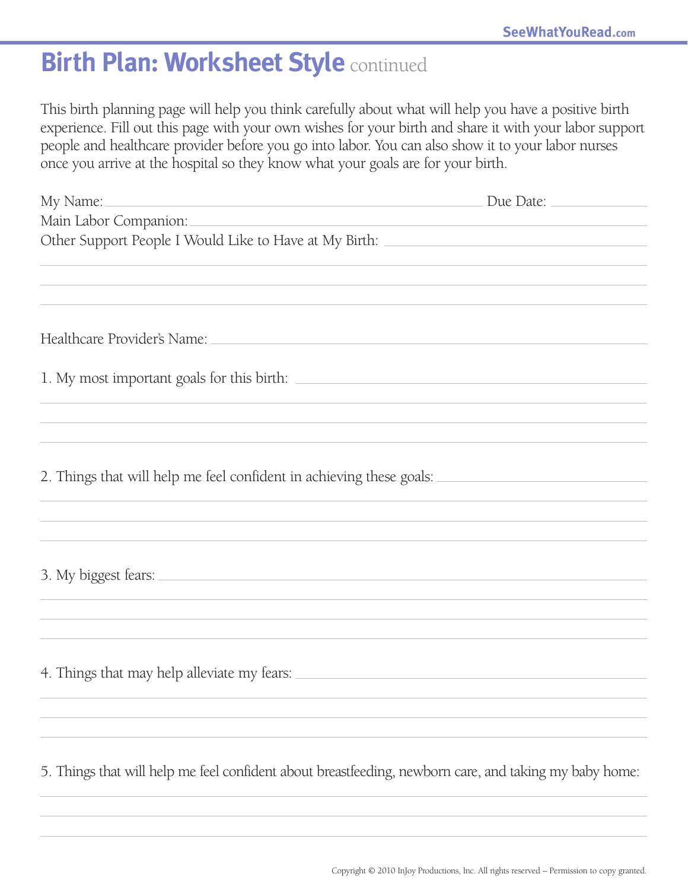# Birth Plan: Worksheet Style continued

This birth planning page will help you think carefully about what will help you have a positive birth experience. Fill out this page with your own wishes for your birth and share it with your labor support people and healthcare provider before you go into labor. You can also show it to your labor nurses once you arrive at the hospital so they know what your goals are for your birth.

My Name: ______________________________ Due Date: ____________

Main Labor Companion: ______________________________

Other Support People I Would Like to Have at My Birth: ______________________________

Healthcare Provider's Name: ______________________________

1. My most important goals for this birth: ______________________________

2. Things that will help me feel confident in achieving these goals: ______________________________

3. My biggest fears: ______________________________

4. Things that may help alleviate my fears: ______________________________

5. Things that will help me feel confident about breastfeeding, newborn care, and taking my baby home:

Copyright © 2010 InJoy Productions, Inc. All rights reserved – Permission to copy granted.